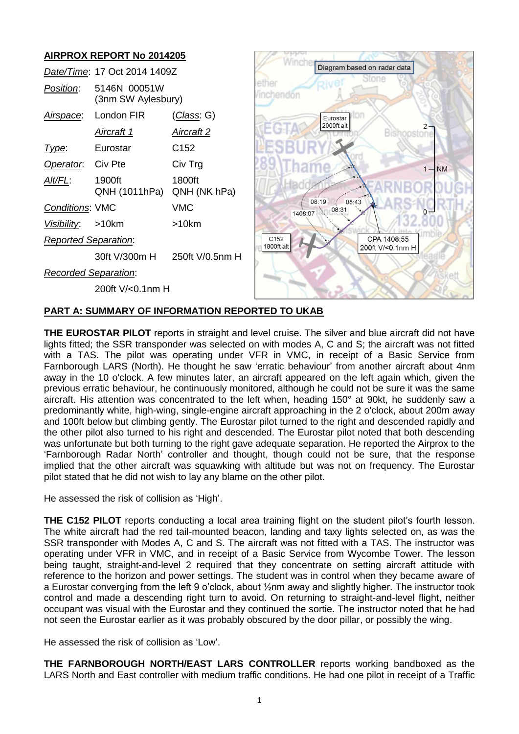## AIRPROX REPORT No 2014205

| | | |
|---|---|---|
| *Date/Time*: | 17 Oct 2014 1409Z | |
| *Position*: | 5146N 00051W (3nm SW Aylesbury) | |
| *Airspace*: | London FIR | (*Class*: G) |
| | *Aircraft 1* | *Aircraft 2* |
| *Type*: | Eurostar | C152 |
| *Operator*: | Civ Pte | Civ Trg |
| *Alt/FL*: | 1900ft QNH (1011hPa) | 1800ft QNH (NK hPa) |
| *Conditions*: | VMC | VMC |
| *Visibility*: | >10km | >10km |
| *Reported Separation*: | | |
| | 30ft V/300m H | 250ft V/0.5nm H |
| *Recorded Separation*: | | |
| | 200ft V/<0.1nm H | |

Diagram based on radar data

Eurostar 2000ft alt

C152 1800ft alt

1408:07

08:19

08:31

08:43

CPA 1408:55 200ft V/<0.1nm H

## PART A: SUMMARY OF INFORMATION REPORTED TO UKAB

**THE EUROSTAR PILOT** reports in straight and level cruise. The silver and blue aircraft did not have lights fitted; the SSR transponder was selected on with modes A, C and S; the aircraft was not fitted with a TAS. The pilot was operating under VFR in VMC, in receipt of a Basic Service from Farnborough LARS (North). He thought he saw 'erratic behaviour' from another aircraft about 4nm away in the 10 o'clock. A few minutes later, an aircraft appeared on the left again which, given the previous erratic behaviour, he continuously monitored, although he could not be sure it was the same aircraft. His attention was concentrated to the left when, heading 150° at 90kt, he suddenly saw a predominantly white, high-wing, single-engine aircraft approaching in the 2 o'clock, about 200m away and 100ft below but climbing gently. The Eurostar pilot turned to the right and descended rapidly and the other pilot also turned to his right and descended. The Eurostar pilot noted that both descending was unfortunate but both turning to the right gave adequate separation. He reported the Airprox to the 'Farnborough Radar North' controller and thought, though could not be sure, that the response implied that the other aircraft was squawking with altitude but was not on frequency. The Eurostar pilot stated that he did not wish to lay any blame on the other pilot.

He assessed the risk of collision as 'High'.

**THE C152 PILOT** reports conducting a local area training flight on the student pilot's fourth lesson. The white aircraft had the red tail-mounted beacon, landing and taxy lights selected on, as was the SSR transponder with Modes A, C and S. The aircraft was not fitted with a TAS. The instructor was operating under VFR in VMC, and in receipt of a Basic Service from Wycombe Tower. The lesson being taught, straight-and-level 2 required that they concentrate on setting aircraft attitude with reference to the horizon and power settings. The student was in control when they became aware of a Eurostar converging from the left 9 o'clock, about ½nm away and slightly higher. The instructor took control and made a descending right turn to avoid. On returning to straight-and-level flight, neither occupant was visual with the Eurostar and they continued the sortie. The instructor noted that he had not seen the Eurostar earlier as it was probably obscured by the door pillar, or possibly the wing.

He assessed the risk of collision as 'Low'.

**THE FARNBOROUGH NORTH/EAST LARS CONTROLLER** reports working bandboxed as the LARS North and East controller with medium traffic conditions. He had one pilot in receipt of a Traffic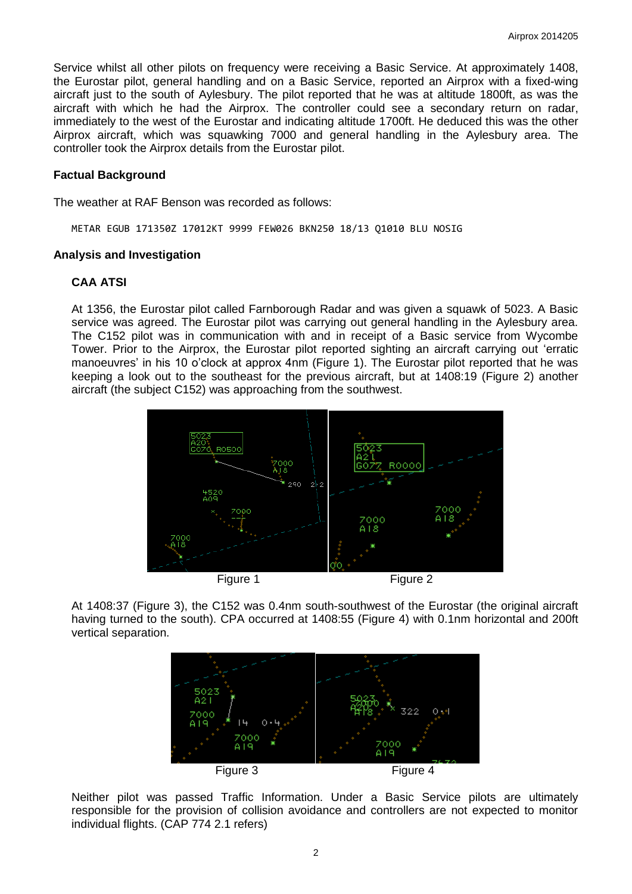Service whilst all other pilots on frequency were receiving a Basic Service. At approximately 1408, the Eurostar pilot, general handling and on a Basic Service, reported an Airprox with a fixed-wing aircraft just to the south of Aylesbury. The pilot reported that he was at altitude 1800ft, as was the aircraft with which he had the Airprox. The controller could see a secondary return on radar, immediately to the west of the Eurostar and indicating altitude 1700ft. He deduced this was the other Airprox aircraft, which was squawking 7000 and general handling in the Aylesbury area. The controller took the Airprox details from the Eurostar pilot.

### Factual Background

The weather at RAF Benson was recorded as follows:

```
METAR EGUB 171350Z 17012KT 9999 FEW026 BKN250 18/13 Q1010 BLU NOSIG
```

### Analysis and Investigation

#### CAA ATSI

At 1356, the Eurostar pilot called Farnborough Radar and was given a squawk of 5023. A Basic service was agreed. The Eurostar pilot was carrying out general handling in the Aylesbury area. The C152 pilot was in communication with and in receipt of a Basic service from Wycombe Tower. Prior to the Airprox, the Eurostar pilot reported sighting an aircraft carrying out 'erratic manoeuvres' in his 10 o'clock at approx 4nm (Figure 1). The Eurostar pilot reported that he was keeping a look out to the southeast for the previous aircraft, but at 1408:19 (Figure 2) another aircraft (the subject C152) was approaching from the southwest.

Figure 1 Figure 2

At 1408:37 (Figure 3), the C152 was 0.4nm south-southwest of the Eurostar (the original aircraft having turned to the south). CPA occurred at 1408:55 (Figure 4) with 0.1nm horizontal and 200ft vertical separation.

Figure 3 Figure 4

Neither pilot was passed Traffic Information. Under a Basic Service pilots are ultimately responsible for the provision of collision avoidance and controllers are not expected to monitor individual flights. (CAP 774 2.1 refers)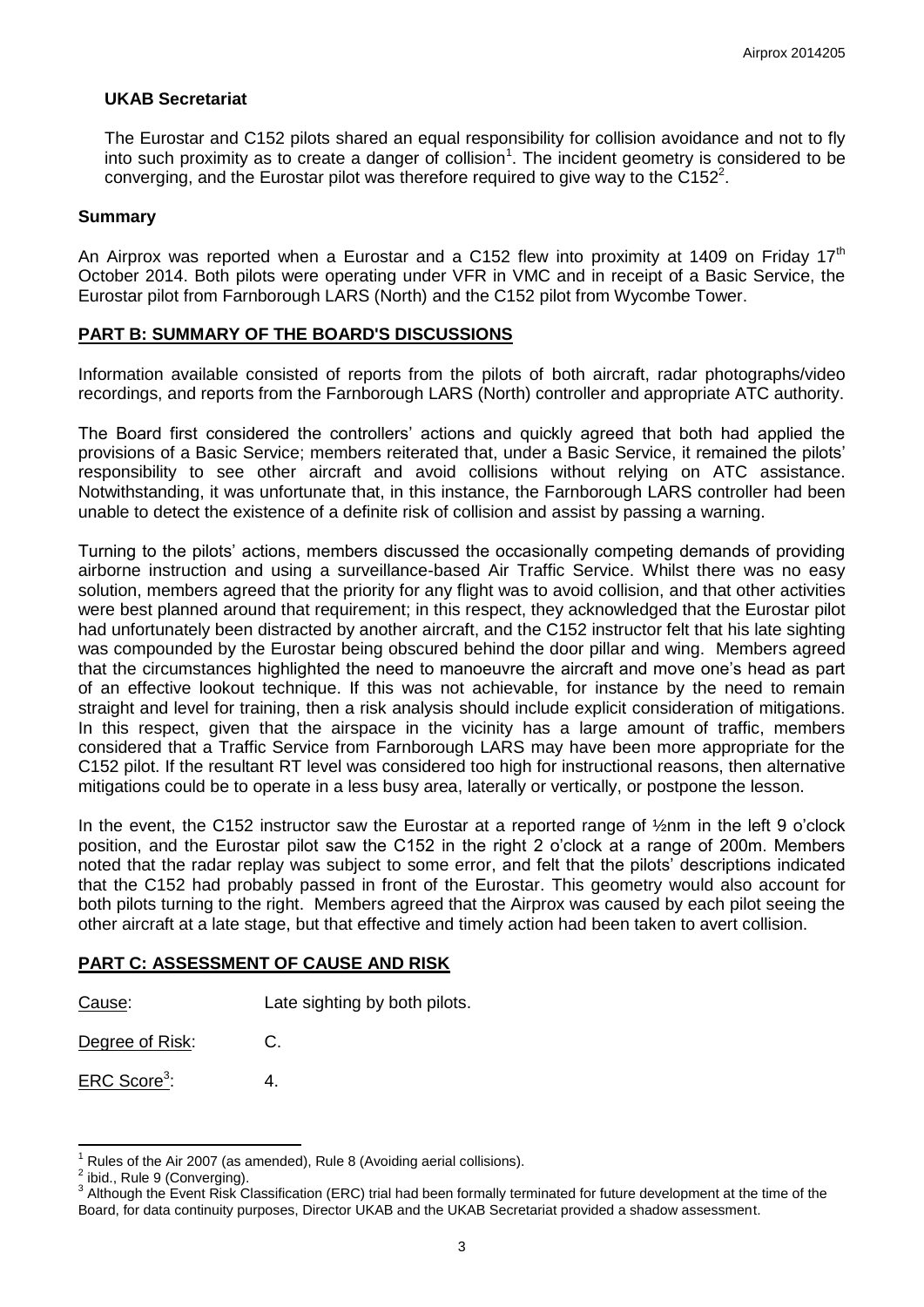## UKAB Secretariat

The Eurostar and C152 pilots shared an equal responsibility for collision avoidance and not to fly into such proximity as to create a danger of collision[1]. The incident geometry is considered to be converging, and the Eurostar pilot was therefore required to give way to the C152[2].

## Summary

An Airprox was reported when a Eurostar and a C152 flew into proximity at 1409 on Friday 17th October 2014. Both pilots were operating under VFR in VMC and in receipt of a Basic Service, the Eurostar pilot from Farnborough LARS (North) and the C152 pilot from Wycombe Tower.

## PART B: SUMMARY OF THE BOARD'S DISCUSSIONS

Information available consisted of reports from the pilots of both aircraft, radar photographs/video recordings, and reports from the Farnborough LARS (North) controller and appropriate ATC authority.

The Board first considered the controllers' actions and quickly agreed that both had applied the provisions of a Basic Service; members reiterated that, under a Basic Service, it remained the pilots' responsibility to see other aircraft and avoid collisions without relying on ATC assistance. Notwithstanding, it was unfortunate that, in this instance, the Farnborough LARS controller had been unable to detect the existence of a definite risk of collision and assist by passing a warning.

Turning to the pilots' actions, members discussed the occasionally competing demands of providing airborne instruction and using a surveillance-based Air Traffic Service. Whilst there was no easy solution, members agreed that the priority for any flight was to avoid collision, and that other activities were best planned around that requirement; in this respect, they acknowledged that the Eurostar pilot had unfortunately been distracted by another aircraft, and the C152 instructor felt that his late sighting was compounded by the Eurostar being obscured behind the door pillar and wing. Members agreed that the circumstances highlighted the need to manoeuvre the aircraft and move one's head as part of an effective lookout technique. If this was not achievable, for instance by the need to remain straight and level for training, then a risk analysis should include explicit consideration of mitigations. In this respect, given that the airspace in the vicinity has a large amount of traffic, members considered that a Traffic Service from Farnborough LARS may have been more appropriate for the C152 pilot. If the resultant RT level was considered too high for instructional reasons, then alternative mitigations could be to operate in a less busy area, laterally or vertically, or postpone the lesson.

In the event, the C152 instructor saw the Eurostar at a reported range of ½nm in the left 9 o'clock position, and the Eurostar pilot saw the C152 in the right 2 o'clock at a range of 200m. Members noted that the radar replay was subject to some error, and felt that the pilots' descriptions indicated that the C152 had probably passed in front of the Eurostar. This geometry would also account for both pilots turning to the right. Members agreed that the Airprox was caused by each pilot seeing the other aircraft at a late stage, but that effective and timely action had been taken to avert collision.

## PART C: ASSESSMENT OF CAUSE AND RISK

Cause: Late sighting by both pilots.

Degree of Risk: C.

ERC Score[3]: 4.

---

[1] Rules of the Air 2007 (as amended), Rule 8 (Avoiding aerial collisions).

[2] ibid., Rule 9 (Converging).

[3] Although the Event Risk Classification (ERC) trial had been formally terminated for future development at the time of the Board, for data continuity purposes, Director UKAB and the UKAB Secretariat provided a shadow assessment.